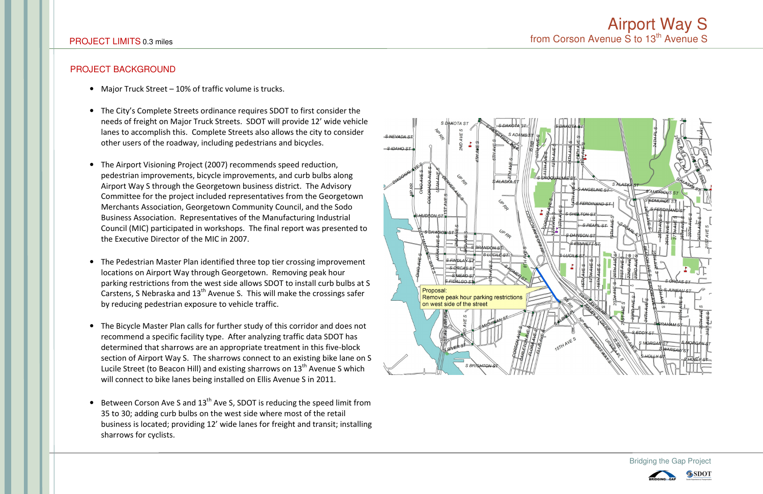# Airport Way S

## from Corson Avenue S to 13th Avenue S

PROJECT LIMITS 0.3 miles

## PROJECT BACKGROUND

- Major Truck Street – 10% of traffic volume is trucks.

- The City's Complete Streets ordinance requires SDOT to first consider the needs of freight on Major Truck Streets. SDOT will provide 12' wide vehicle lanes to accomplish this. Complete Streets also allows the city to consider other users of the roadway, including pedestrians and bicycles.

- The Airport Visioning Project (2007) recommends speed reduction, pedestrian improvements, bicycle improvements, and curb bulbs along Airport Way S through the Georgetown business district. The Advisory Committee for the project included representatives from the Georgetown Merchants Association, Georgetown Community Council, and the Sodo Business Association. Representatives of the Manufacturing Industrial Council (MIC) participated in workshops. The final report was presented to the Executive Director of the MIC in 2007.

- The Pedestrian Master Plan identified three top tier crossing improvement locations on Airport Way through Georgetown. Removing peak hour parking restrictions from the west side allows SDOT to install curb bulbs at S Carstens, S Nebraska and 13th Avenue S. This will make the crossings safer by reducing pedestrian exposure to vehicle traffic.

- The Bicycle Master Plan calls for further study of this corridor and does not recommend a specific facility type. After analyzing traffic data SDOT has determined that sharrows are an appropriate treatment in this five-block section of Airport Way S. The sharrows connect to an existing bike lane on S Lucile Street (to Beacon Hill) and existing sharrows on 13th Avenue S which will connect to bike lanes being installed on Ellis Avenue S in 2011.

- Between Corson Ave S and 13th Ave S, SDOT is reducing the speed limit from 35 to 30; adding curb bulbs on the west side where most of the retail business is located; providing 12' wide lanes for freight and transit; installing sharrows for cyclists.

Proposal:
Remove peak hour parking restrictions on west side of the street

Bridging the Gap Project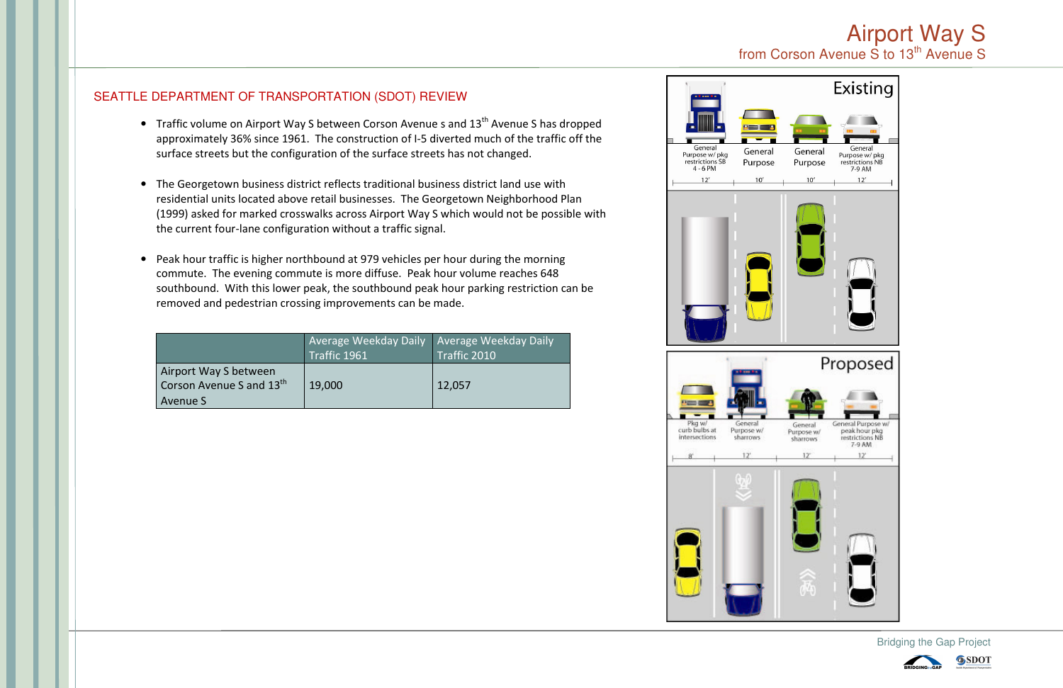# Airport Way S

## from Corson Avenue S to 13th Avenue S

### SEATTLE DEPARTMENT OF TRANSPORTATION (SDOT) REVIEW

- Traffic volume on Airport Way S between Corson Avenue s and 13th Avenue S has dropped approximately 36% since 1961. The construction of I-5 diverted much of the traffic off the surface streets but the configuration of the surface streets has not changed.

- The Georgetown business district reflects traditional business district land use with residential units located above retail businesses. The Georgetown Neighborhood Plan (1999) asked for marked crosswalks across Airport Way S which would not be possible with the current four-lane configuration without a traffic signal.

- Peak hour traffic is higher northbound at 979 vehicles per hour during the morning commute. The evening commute is more diffuse. Peak hour volume reaches 648 southbound. With this lower peak, the southbound peak hour parking restriction can be removed and pedestrian crossing improvements can be made.

| | Average Weekday Daily Traffic 1961 | Average Weekday Daily Traffic 2010 |
|---|---|---|
| Airport Way S between Corson Avenue S and 13th Avenue S | 19,000 | 12,057 |

Existing

General Purpose w/ pkg restrictions SB 4 - 6 PM | General Purpose | General Purpose | General Purpose w/ pkg restrictions NB 7-9 AM

12' 10' 10' 12'

Proposed

Pkg w/ curb bulbs at intersections | General Purpose w/ sharrows | General Purpose w/ sharrows | General Purpose w/ peak hour pkg restrictions NB 7-9 AM

8' 12' 12' 12'

Bridging the Gap Project